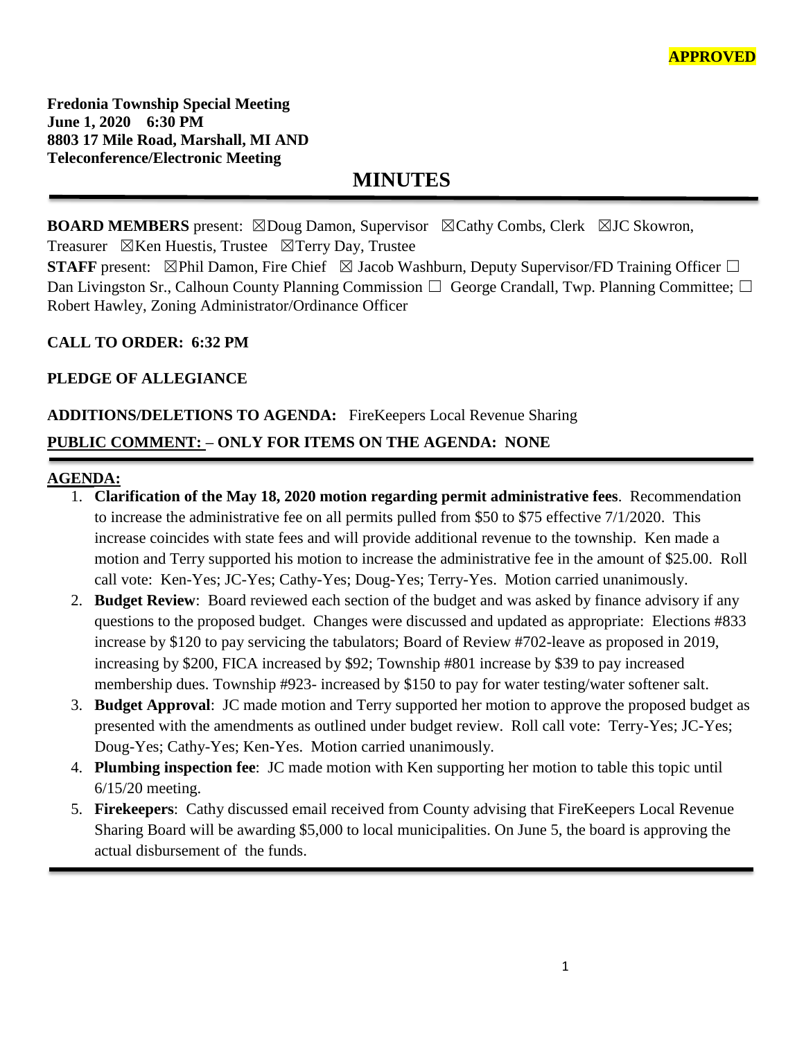**APPROVED**

**Fredonia Township Special Meeting**
**June 1, 2020 6:30 PM**
**8803 17 Mile Road, Marshall, MI AND**
**Teleconference/Electronic Meeting**

# MINUTES

**BOARD MEMBERS** present: ☒Doug Damon, Supervisor ☒Cathy Combs, Clerk ☒JC Skowron, Treasurer ☒Ken Huestis, Trustee ☒Terry Day, Trustee
**STAFF** present: ☒Phil Damon, Fire Chief ☒ Jacob Washburn, Deputy Supervisor/FD Training Officer ☐ Dan Livingston Sr., Calhoun County Planning Commission ☐ George Crandall, Twp. Planning Committee; ☐ Robert Hawley, Zoning Administrator/Ordinance Officer

**CALL TO ORDER: 6:32 PM**

**PLEDGE OF ALLEGIANCE**

**ADDITIONS/DELETIONS TO AGENDA:** FireKeepers Local Revenue Sharing

**PUBLIC COMMENT: – ONLY FOR ITEMS ON THE AGENDA: NONE**

**AGENDA:**

1. **Clarification of the May 18, 2020 motion regarding permit administrative fees**. Recommendation to increase the administrative fee on all permits pulled from $50 to $75 effective 7/1/2020. This increase coincides with state fees and will provide additional revenue to the township. Ken made a motion and Terry supported his motion to increase the administrative fee in the amount of $25.00. Roll call vote: Ken-Yes; JC-Yes; Cathy-Yes; Doug-Yes; Terry-Yes. Motion carried unanimously.
2. **Budget Review**: Board reviewed each section of the budget and was asked by finance advisory if any questions to the proposed budget. Changes were discussed and updated as appropriate: Elections #833 increase by $120 to pay servicing the tabulators; Board of Review #702-leave as proposed in 2019, increasing by $200, FICA increased by $92; Township #801 increase by $39 to pay increased membership dues. Township #923- increased by $150 to pay for water testing/water softener salt.
3. **Budget Approval**: JC made motion and Terry supported her motion to approve the proposed budget as presented with the amendments as outlined under budget review. Roll call vote: Terry-Yes; JC-Yes; Doug-Yes; Cathy-Yes; Ken-Yes. Motion carried unanimously.
4. **Plumbing inspection fee**: JC made motion with Ken supporting her motion to table this topic until 6/15/20 meeting.
5. **Firekeepers**: Cathy discussed email received from County advising that FireKeepers Local Revenue Sharing Board will be awarding $5,000 to local municipalities. On June 5, the board is approving the actual disbursement of the funds.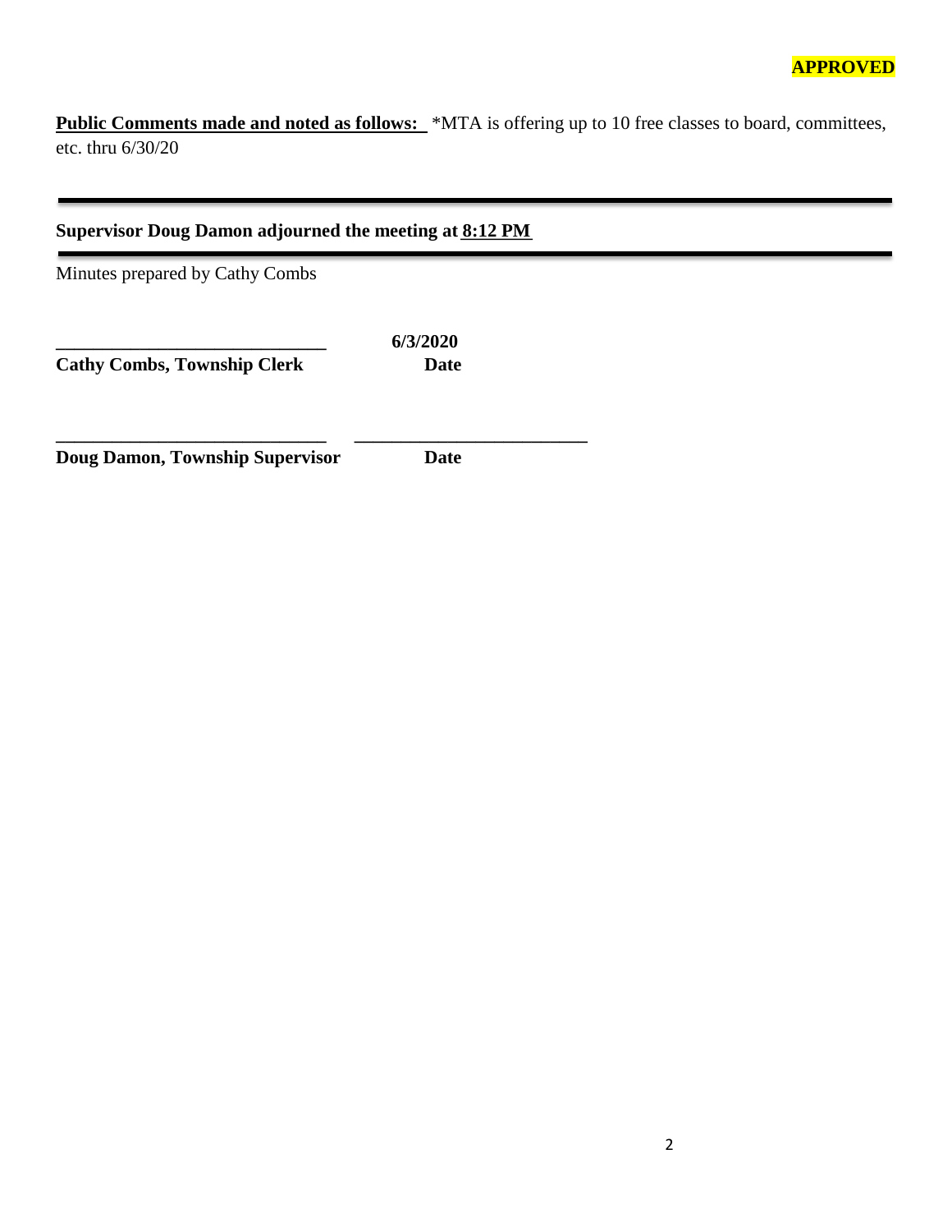**APPROVED**

**Public Comments made and noted as follows:** *MTA is offering up to 10 free classes to board, committees, etc. thru 6/30/20

---

**Supervisor Doug Damon adjourned the meeting at 8:12 PM**

---

Minutes prepared by Cathy Combs

**______________________________** **6/3/2020**
**Cathy Combs, Township Clerk** **Date**

**______________________________** **__________________________**
**Doug Damon, Township Supervisor** **Date**